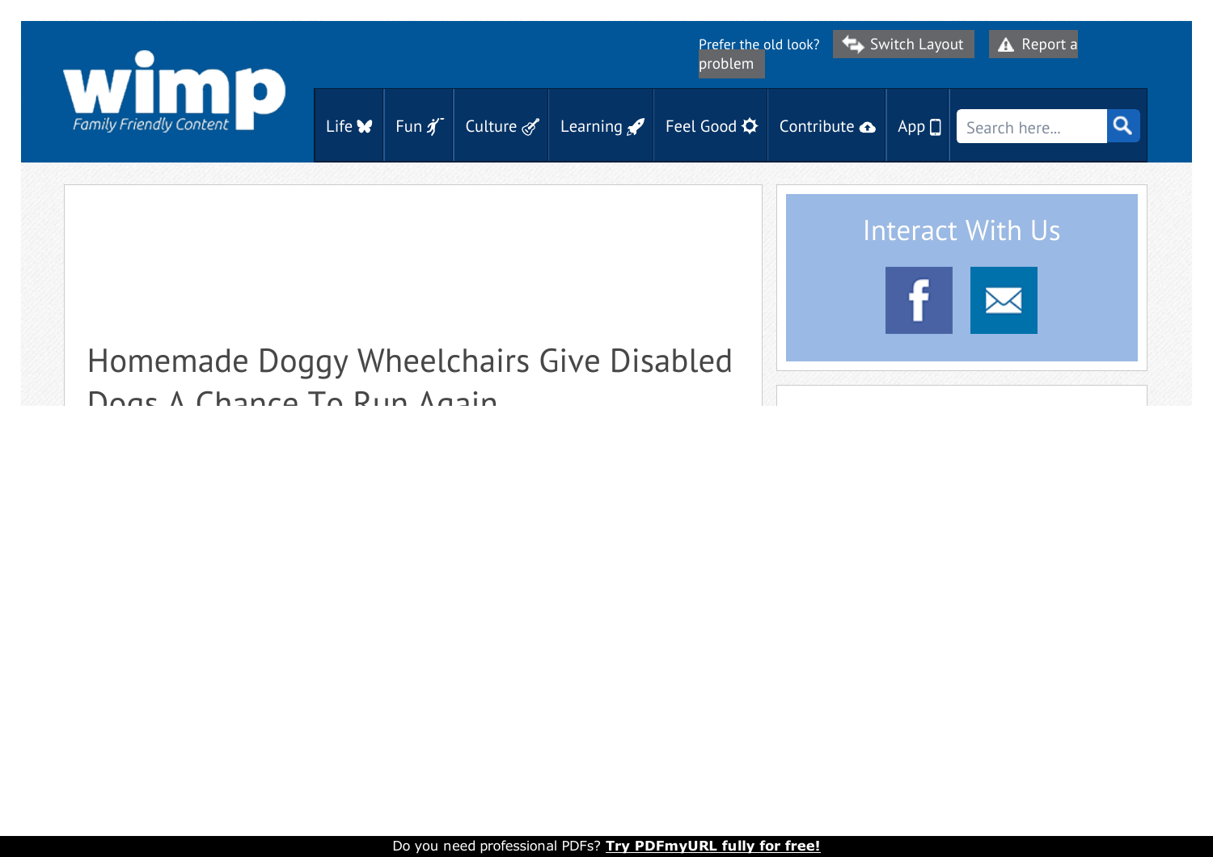Prefer the old look? Switch Layout Report a problem

Life Fun Culture Learning Feel Good Contribute App

Search here...

# Homemade Doggy Wheelchairs Give Disabled Dogs A Chance To Run Again

## Interact With Us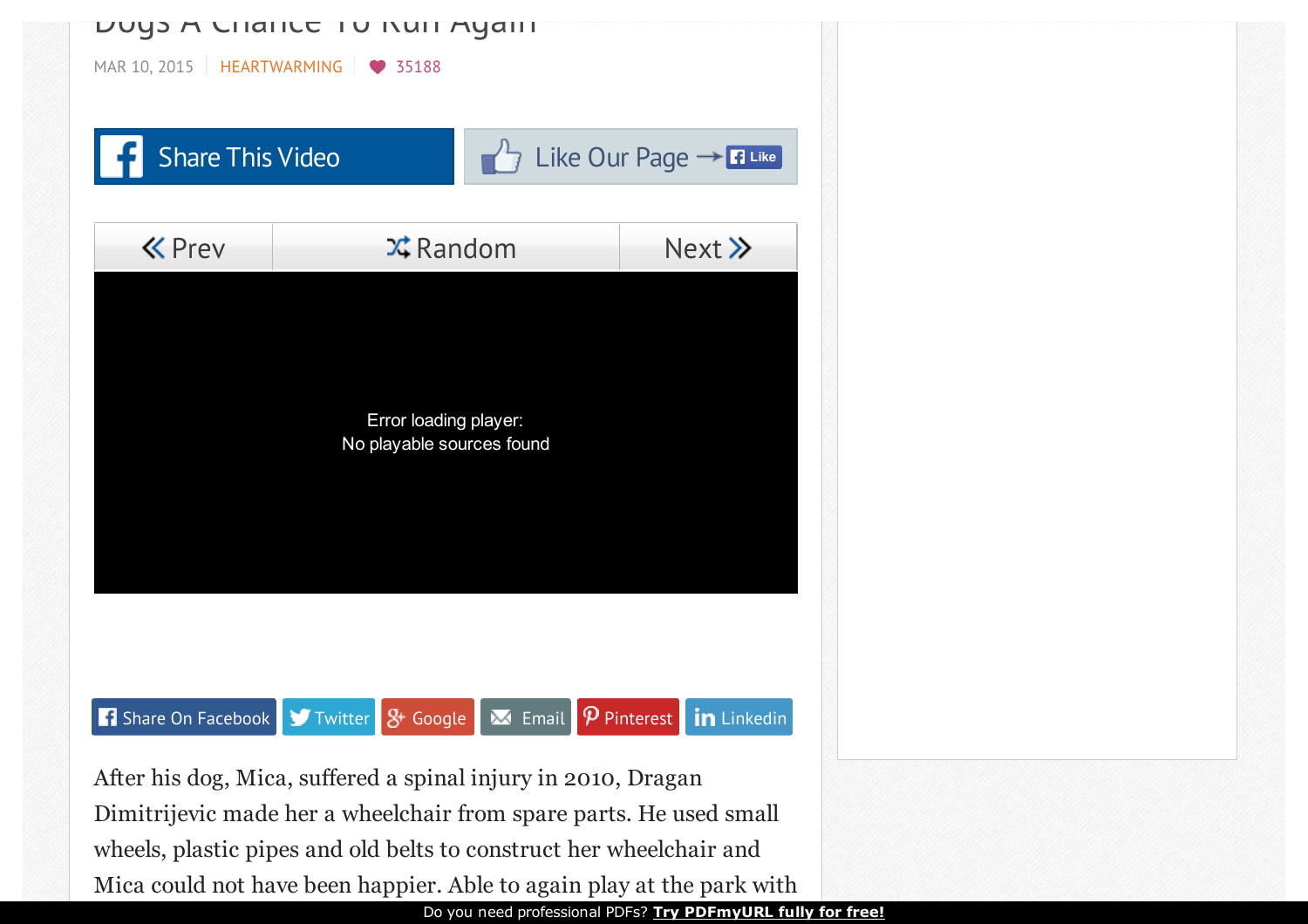# Dogs A Chance To Run Again

MAR 10, 2015 | HEARTWARMING | 35188

Share This Video | Like Our Page → Like

Prev | Random | Next

Error loading player:
No playable sources found

Share On Facebook | Twitter | Google | Email | Pinterest | Linkedin

After his dog, Mica, suffered a spinal injury in 2010, Dragan Dimitrijevic made her a wheelchair from spare parts. He used small wheels, plastic pipes and old belts to construct her wheelchair and Mica could not have been happier. Able to again play at the park with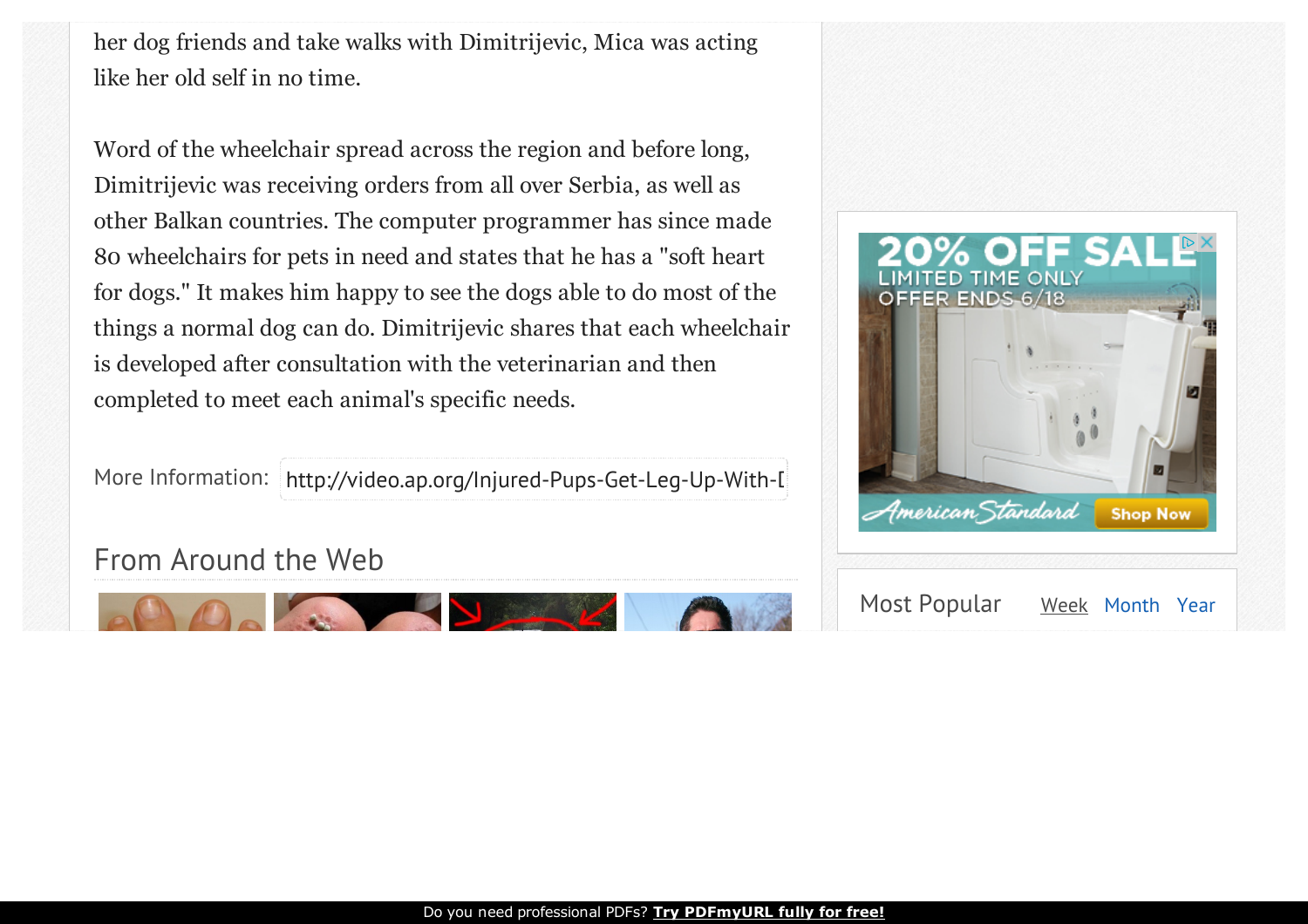her dog friends and take walks with Dimitrijevic, Mica was acting like her old self in no time.

Word of the wheelchair spread across the region and before long, Dimitrijevic was receiving orders from all over Serbia, as well as other Balkan countries. The computer programmer has since made 80 wheelchairs for pets in need and states that he has a "soft heart for dogs." It makes him happy to see the dogs able to do most of the things a normal dog can do. Dimitrijevic shares that each wheelchair is developed after consultation with the veterinarian and then completed to meet each animal's specific needs.

More Information: http://video.ap.org/Injured-Pups-Get-Leg-Up-With-I

## From Around the Web

Most Popular Week Month Year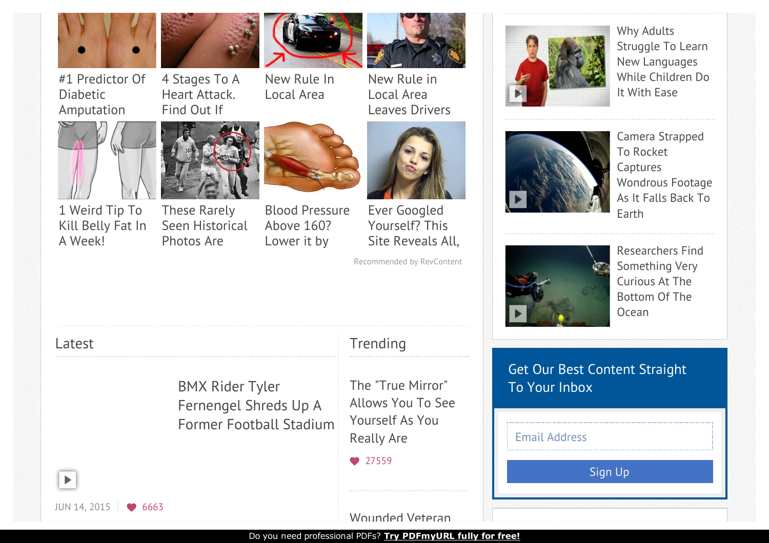#1 Predictor Of Diabetic Amputation

4 Stages To A Heart Attack. Find Out If

New Rule In Local Area

New Rule in Local Area Leaves Drivers

1 Weird Tip To Kill Belly Fat In A Week!

These Rarely Seen Historical Photos Are

Blood Pressure Above 160? Lower it by

Ever Googled Yourself? This Site Reveals All,

Recommended by RevContent

## Latest

BMX Rider Tyler Fernengel Shreds Up A Former Football Stadium

JUN 14, 2015 | 6663

## Trending

The "True Mirror" Allows You To See Yourself As You Really Are

27559

Wounded Veteran

Why Adults Struggle To Learn New Languages While Children Do It With Ease

Camera Strapped To Rocket Captures Wondrous Footage As It Falls Back To Earth

Researchers Find Something Very Curious At The Bottom Of The Ocean

## Get Our Best Content Straight To Your Inbox

Email Address

Sign Up

Do you need professional PDFs? **Try PDFmyURL fully for free!**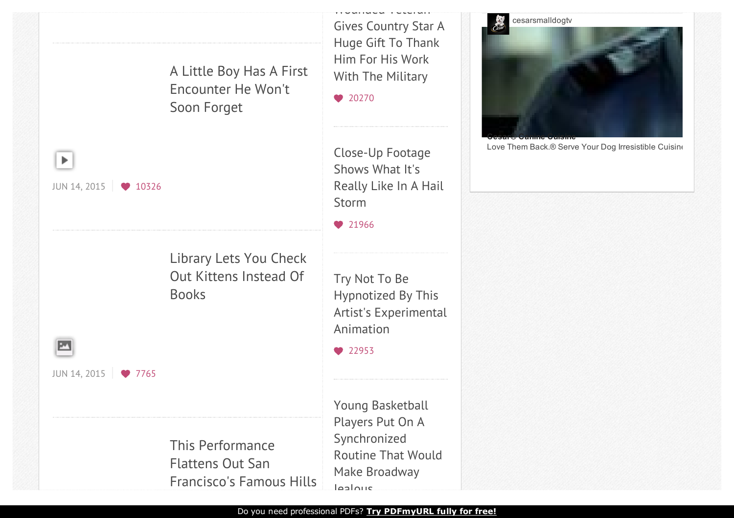A Little Boy Has A First Encounter He Won't Soon Forget

JUN 14, 2015 | 10326

Library Lets You Check Out Kittens Instead Of Books

JUN 14, 2015 | 7765

This Performance Flattens Out San Francisco's Famous Hills

Wounded Veteran Gives Country Star A Huge Gift To Thank Him For His Work With The Military

20270

Close-Up Footage Shows What It's Really Like In A Hail Storm

21966

Try Not To Be Hypnotized By This Artist's Experimental Animation

22953

Young Basketball Players Put On A Synchronized Routine That Would Make Broadway Jealous

cesarsmalldogtv

Cesar® Canine Cuisine

Love Them Back.® Serve Your Dog Irresistible Cuisine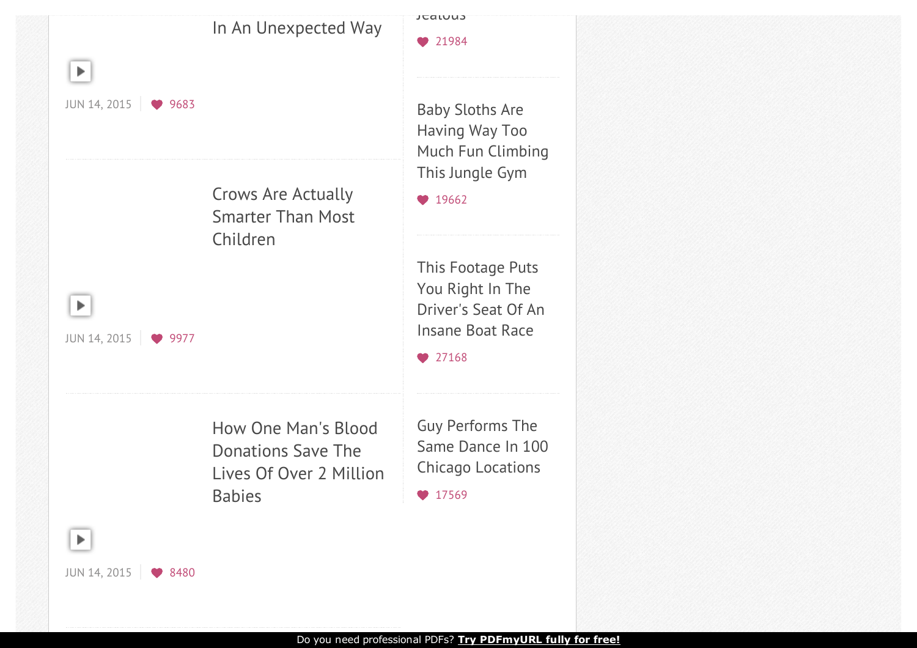In An Unexpected Way

JUN 14, 2015 | 9683

Crows Are Actually Smarter Than Most Children

JUN 14, 2015 | 9977

How One Man's Blood Donations Save The Lives Of Over 2 Million Babies

JUN 14, 2015 | 8480

Jealous

21984

Baby Sloths Are Having Way Too Much Fun Climbing This Jungle Gym

19662

This Footage Puts You Right In The Driver's Seat Of An Insane Boat Race

27168

Guy Performs The Same Dance In 100 Chicago Locations

17569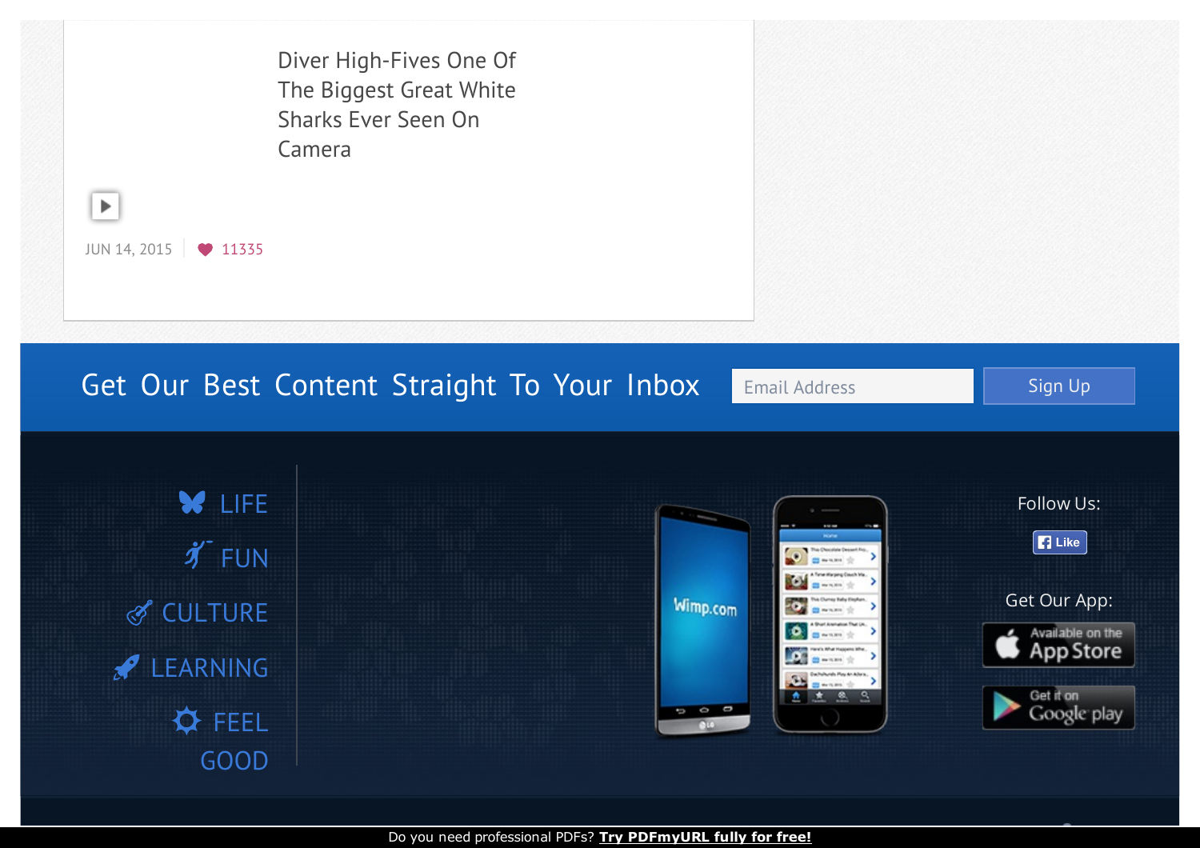Diver High-Fives One Of The Biggest Great White Sharks Ever Seen On Camera

JUN 14, 2015 | 11335

## Get Our Best Content Straight To Your Inbox

Email Address

Sign Up

- LIFE
- FUN
- CULTURE
- LEARNING
- FEEL GOOD

Follow Us:

Like

Get Our App:

Available on the App Store

Get it on Google play

Do you need professional PDFs? **Try PDFmyURL fully for free!**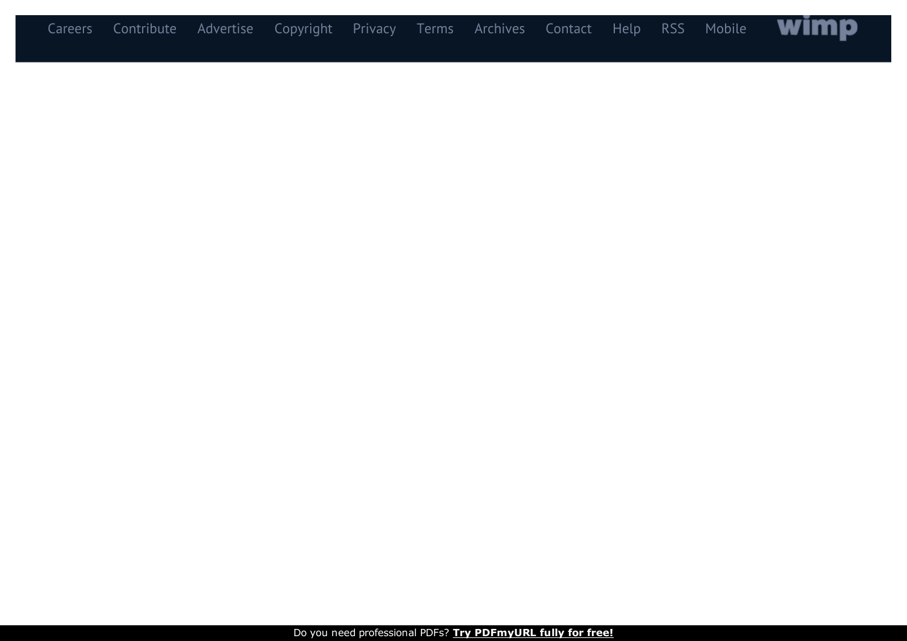Careers Contribute Advertise Copyright Privacy Terms Archives Contact Help RSS Mobile

wimp